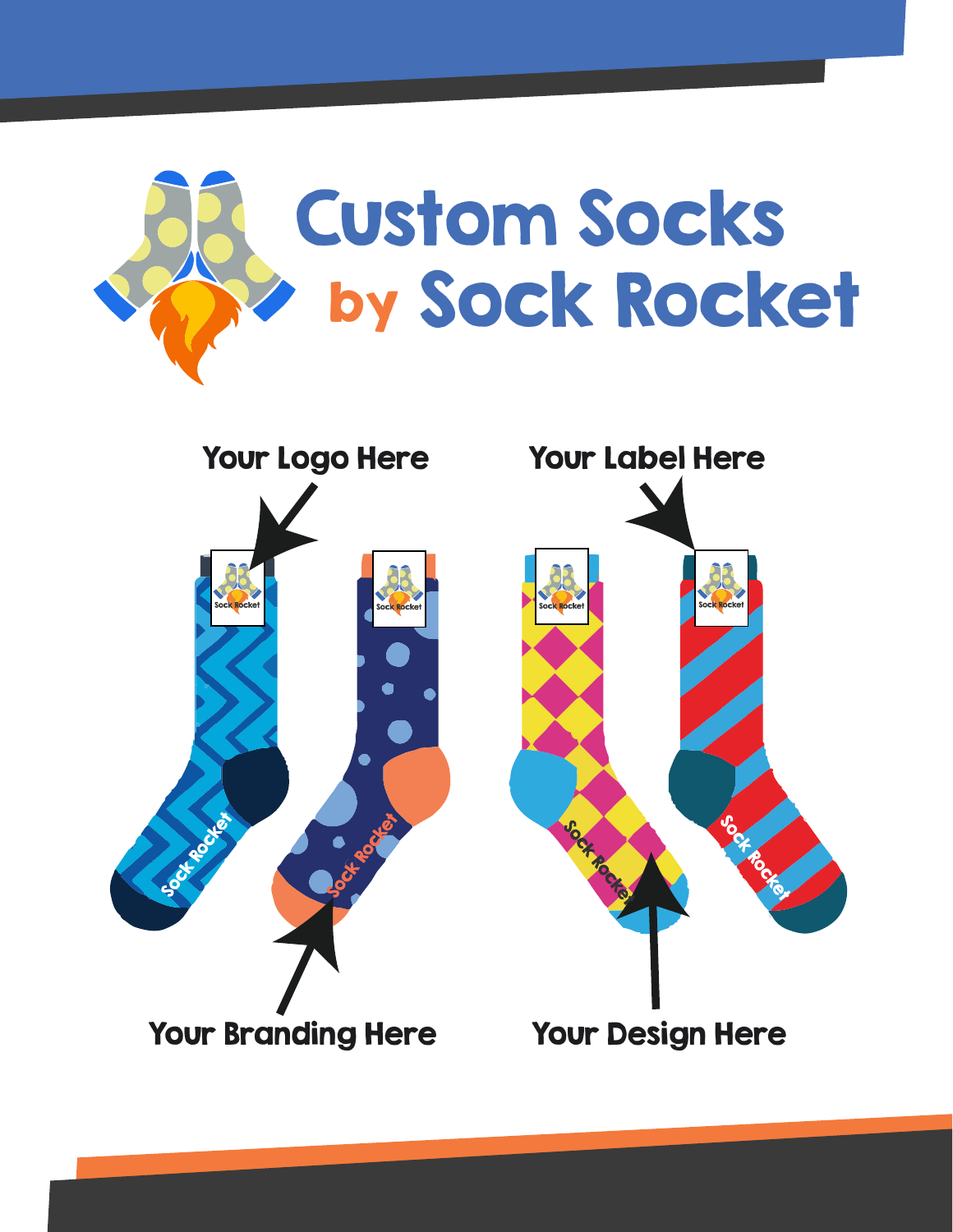# Custom Socks by Sock Rocket

Your Logo Here

Your Label Here

Your Branding Here

Your Design Here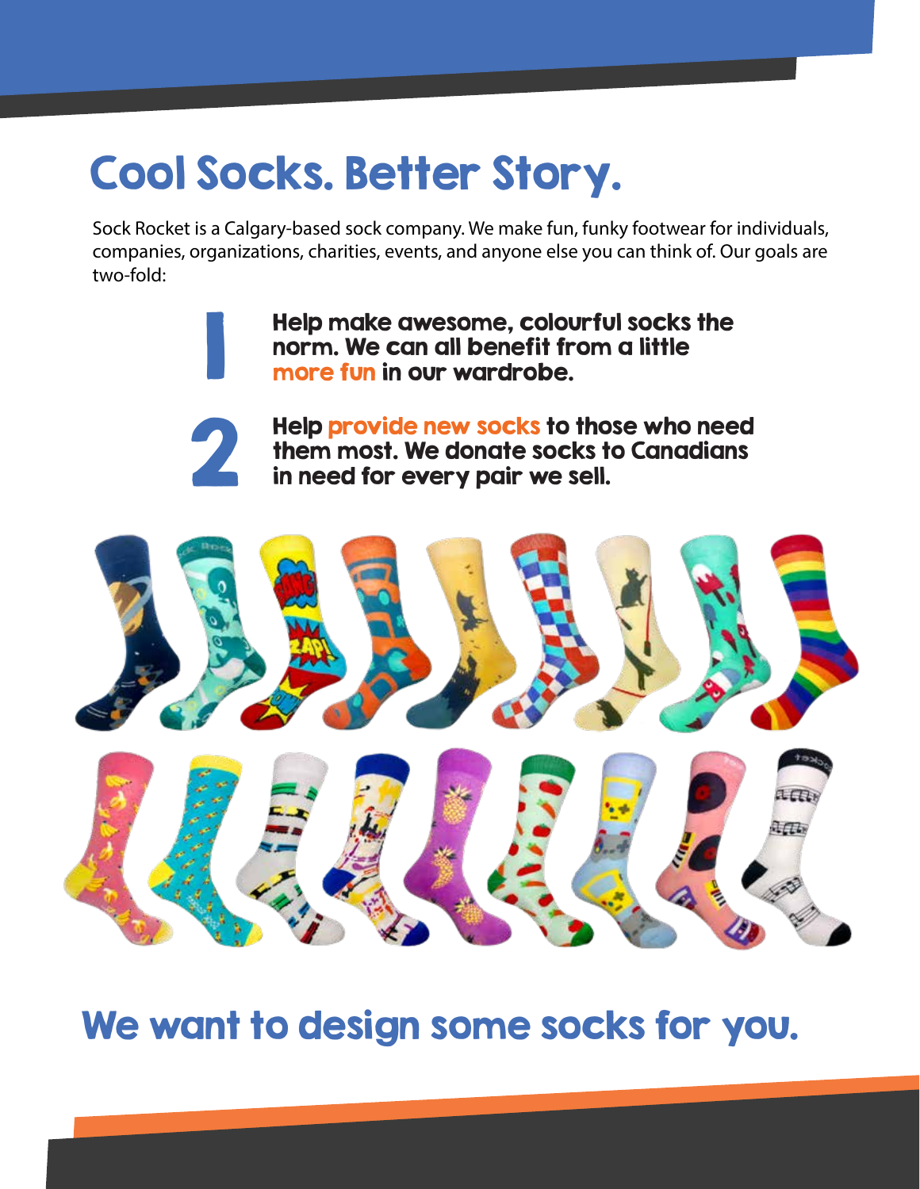# Cool Socks. Better Story.

Sock Rocket is a Calgary-based sock company. We make fun, funky footwear for individuals, companies, organizations, charities, events, and anyone else you can think of. Our goals are two-fold:

1. **Help make awesome, colourful socks the norm. We can all benefit from a little more fun in our wardrobe.**
2. **Help provide new socks to those who need them most. We donate socks to Canadians in need for every pair we sell.**

## We want to design some socks for you.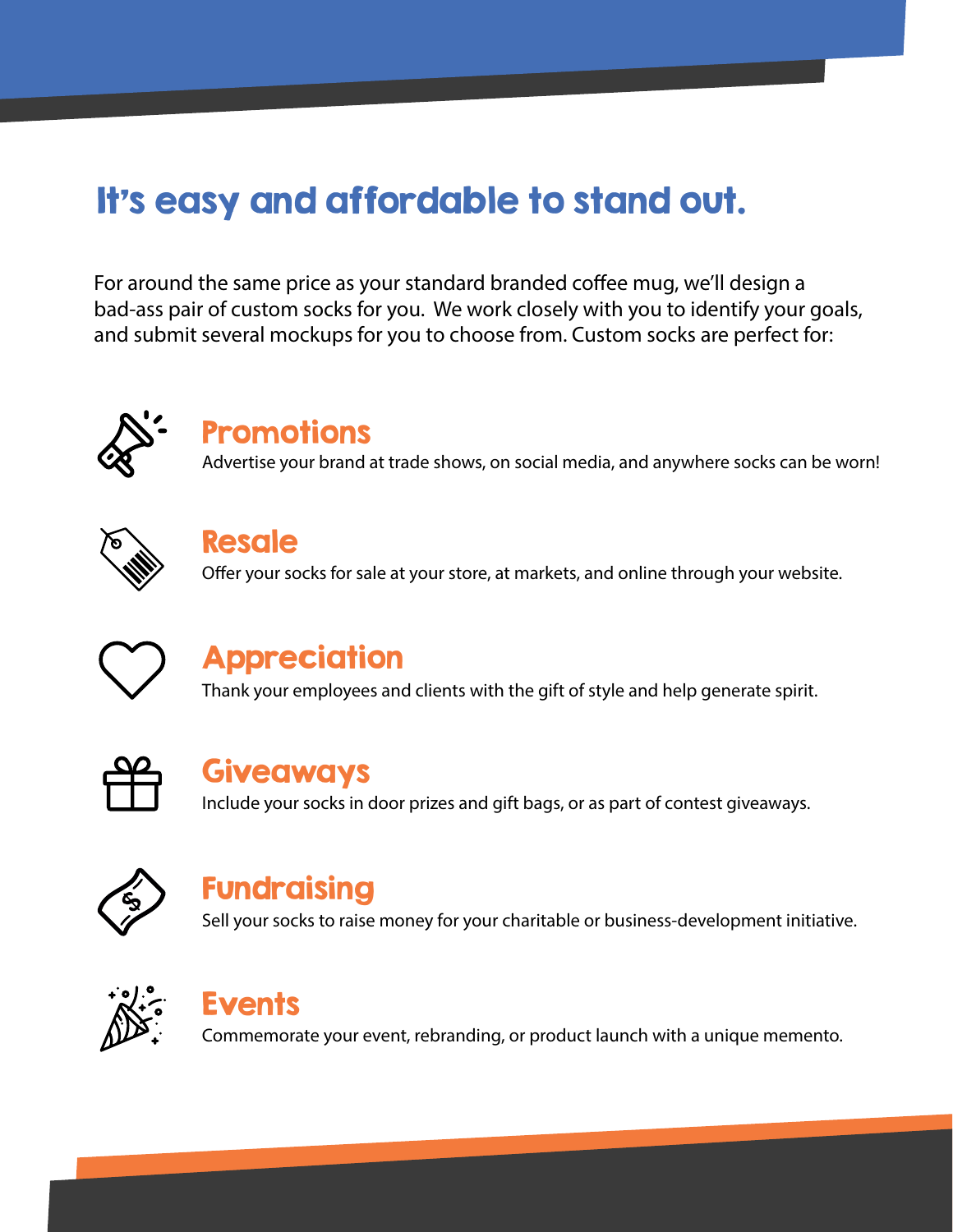# It's easy and affordable to stand out.

For around the same price as your standard branded coffee mug, we'll design a bad-ass pair of custom socks for you. We work closely with you to identify your goals, and submit several mockups for you to choose from. Custom socks are perfect for:

### Promotions

Advertise your brand at trade shows, on social media, and anywhere socks can be worn!

### Resale

Offer your socks for sale at your store, at markets, and online through your website.

### Appreciation

Thank your employees and clients with the gift of style and help generate spirit.

### Giveaways

Include your socks in door prizes and gift bags, or as part of contest giveaways.

### Fundraising

Sell your socks to raise money for your charitable or business-development initiative.

### Events

Commemorate your event, rebranding, or product launch with a unique memento.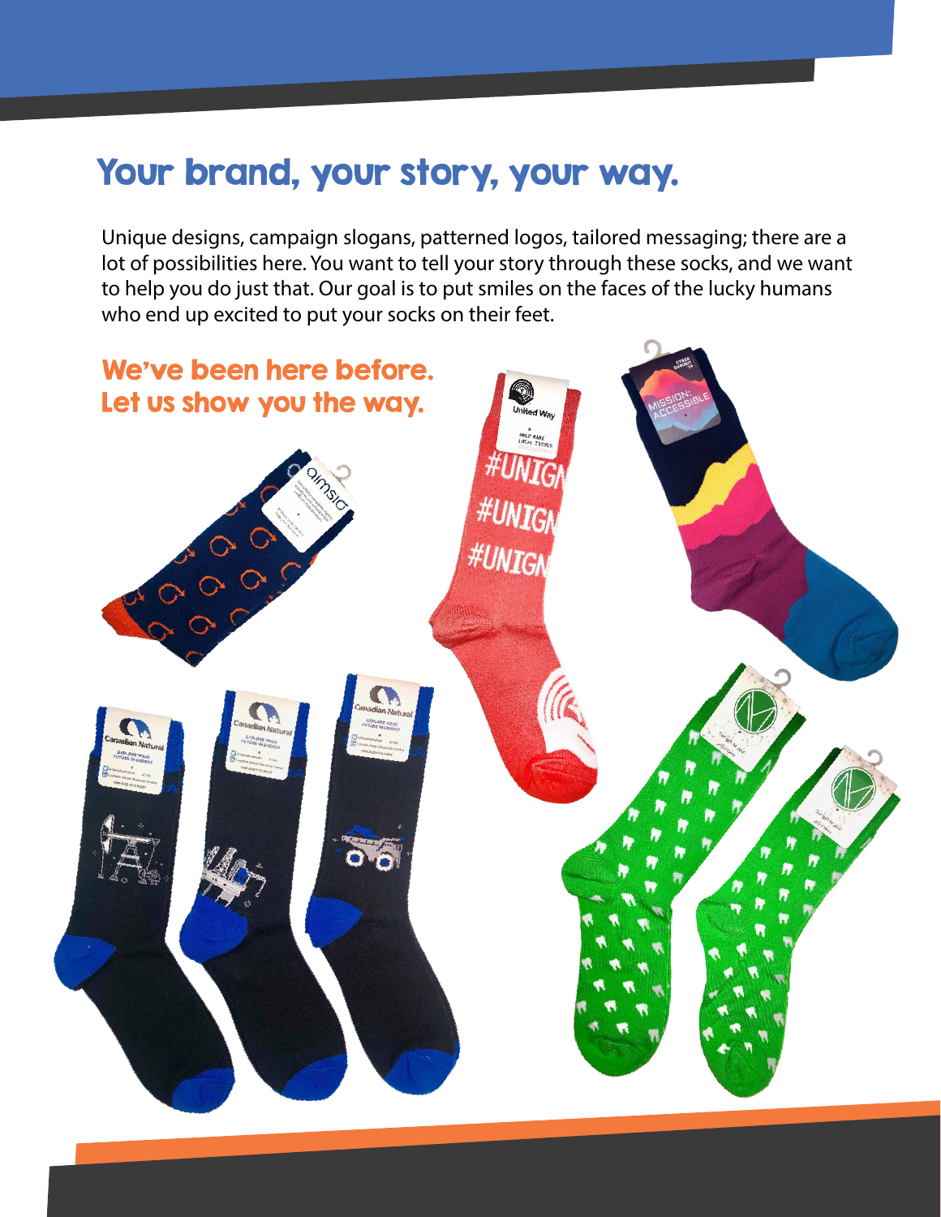# Your brand, your story, your way.

Unique designs, campaign slogans, patterned logos, tailored messaging; there are a lot of possibilities here. You want to tell your story through these socks, and we want to help you do just that. Our goal is to put smiles on the faces of the lucky humans who end up excited to put your socks on their feet.

## We've been here before. Let us show you the way.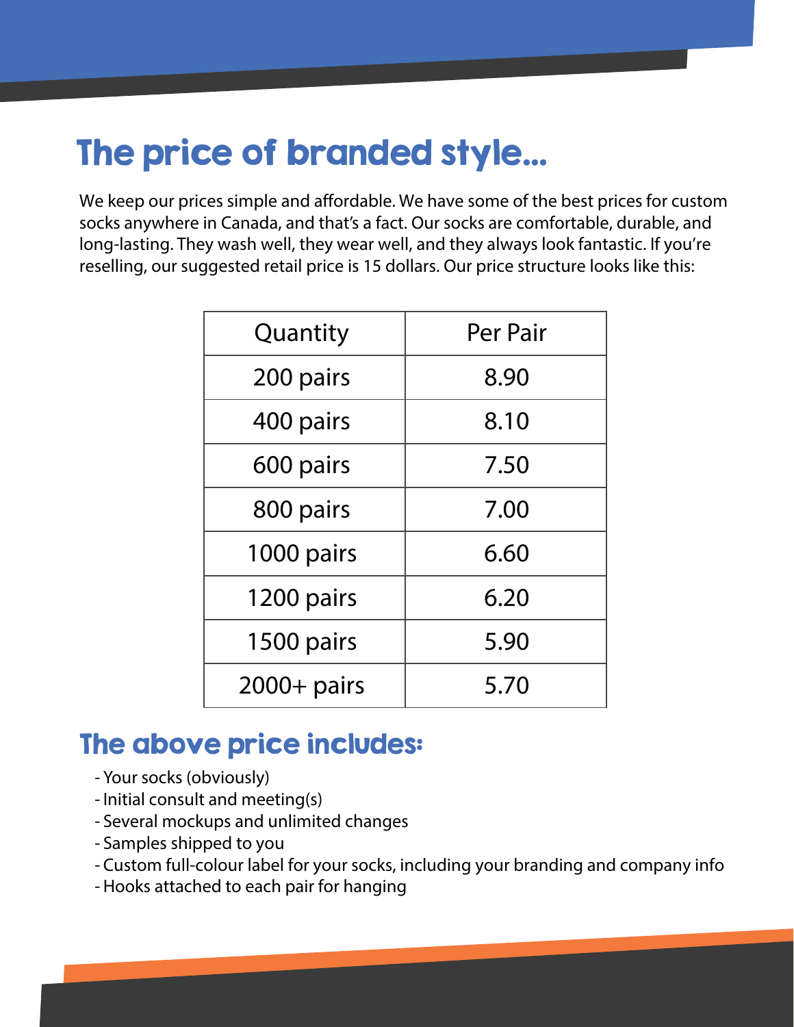# The price of branded style...

We keep our prices simple and affordable. We have some of the best prices for custom socks anywhere in Canada, and that's a fact. Our socks are comfortable, durable, and long-lasting. They wash well, they wear well, and they always look fantastic. If you're reselling, our suggested retail price is 15 dollars. Our price structure looks like this:

| Quantity | Per Pair |
|---|---|
| 200 pairs | 8.90 |
| 400 pairs | 8.10 |
| 600 pairs | 7.50 |
| 800 pairs | 7.00 |
| 1000 pairs | 6.60 |
| 1200 pairs | 6.20 |
| 1500 pairs | 5.90 |
| 2000+ pairs | 5.70 |

## The above price includes:

- Your socks (obviously)
- Initial consult and meeting(s)
- Several mockups and unlimited changes
- Samples shipped to you
- Custom full-colour label for your socks, including your branding and company info
- Hooks attached to each pair for hanging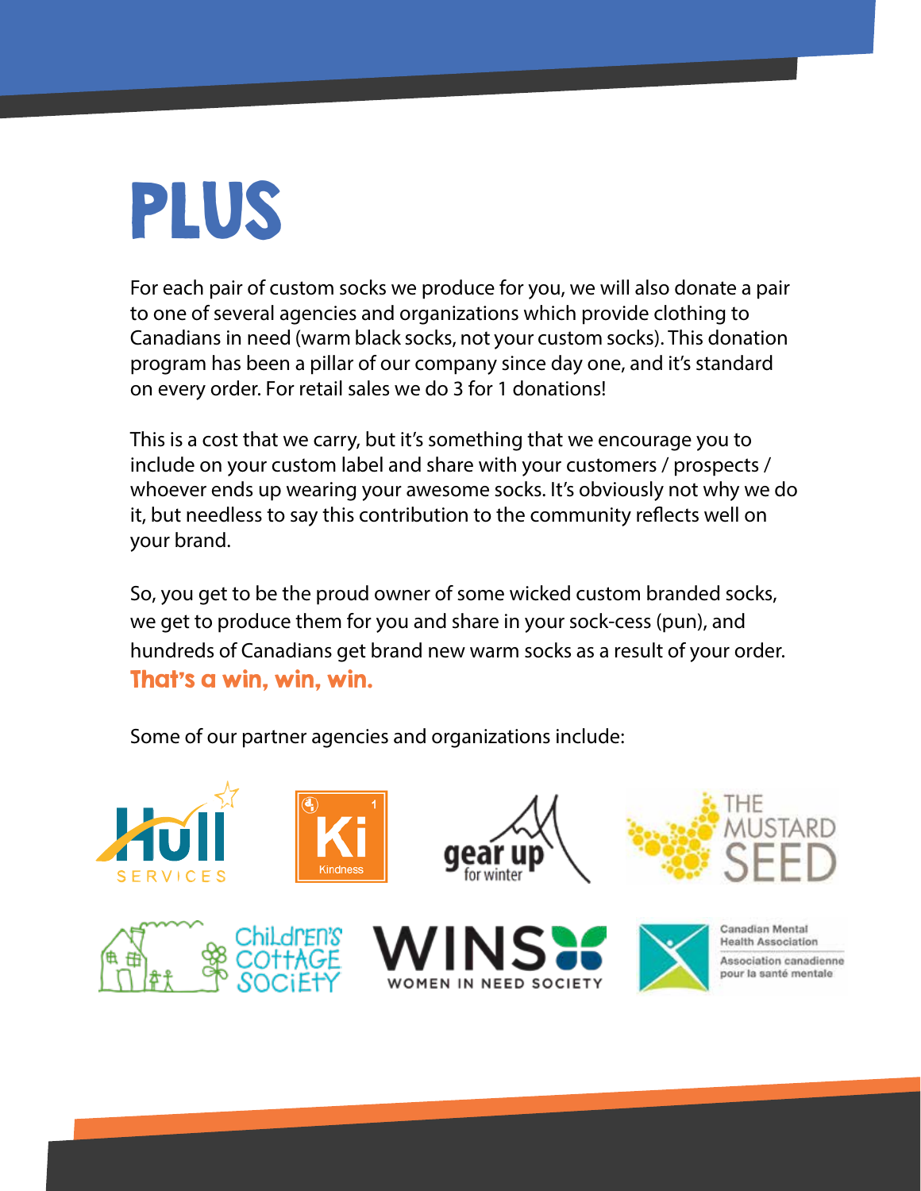# PLUS

For each pair of custom socks we produce for you, we will also donate a pair to one of several agencies and organizations which provide clothing to Canadians in need (warm black socks, not your custom socks). This donation program has been a pillar of our company since day one, and it's standard on every order. For retail sales we do 3 for 1 donations!

This is a cost that we carry, but it's something that we encourage you to include on your custom label and share with your customers / prospects / whoever ends up wearing your awesome socks. It's obviously not why we do it, but needless to say this contribution to the community reflects well on your brand.

So, you get to be the proud owner of some wicked custom branded socks, we get to produce them for you and share in your sock-cess (pun), and hundreds of Canadians get brand new warm socks as a result of your order.

**That's a win, win, win.**

Some of our partner agencies and organizations include:

Hull Services

Ki Kindness

gear up for winter

The Mustard Seed

Children's Cottage Society

WINS Women in Need Society

Canadian Mental Health Association / Association canadienne pour la santé mentale